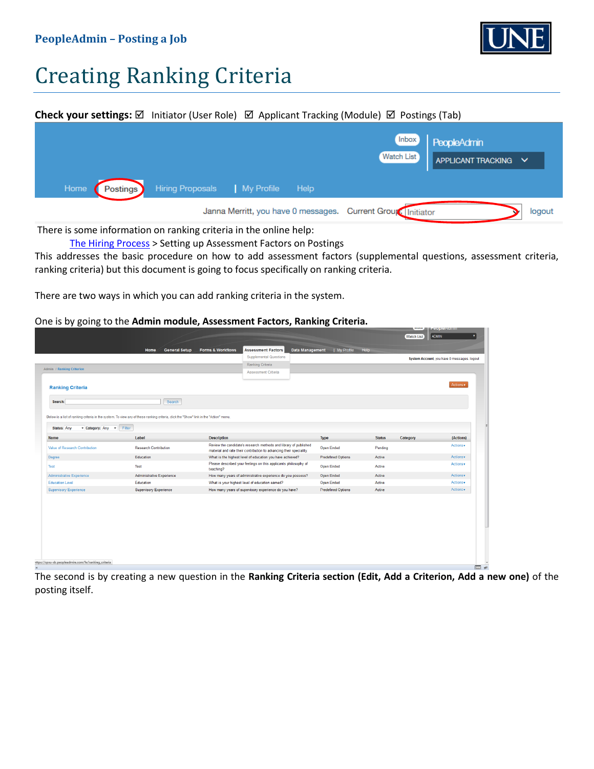**PeopleAdmin – Posting a Job**

# Creating Ranking Criteria

**Check your settings:** ☑ Initiator (User Role) ☑ Applicant Tracking (Module) ☑ Postings (Tab)

There is some information on ranking criteria in the online help:

The Hiring Process > Setting up Assessment Factors on Postings

This addresses the basic procedure on how to add assessment factors (supplemental questions, assessment criteria, ranking criteria) but this document is going to focus specifically on ranking criteria.

There are two ways in which you can add ranking criteria in the system.

One is by going to the **Admin module, Assessment Factors, Ranking Criteria.**

The second is by creating a new question in the **Ranking Criteria section (Edit, Add a Criterion, Add a new one)** of the posting itself.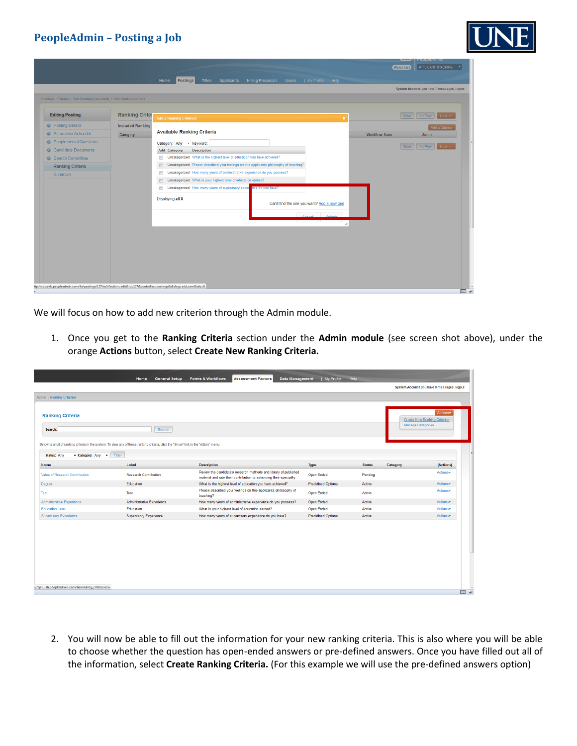We will focus on how to add new criterion through the Admin module.

1. Once you get to the **Ranking Criteria** section under the **Admin module** (see screen shot above), under the orange **Actions** button, select **Create New Ranking Criteria.**

2. You will now be able to fill out the information for your new ranking criteria. This is also where you will be able to choose whether the question has open-ended answers or pre-defined answers. Once you have filled out all of the information, select **Create Ranking Criteria.** (For this example we will use the pre-defined answers option)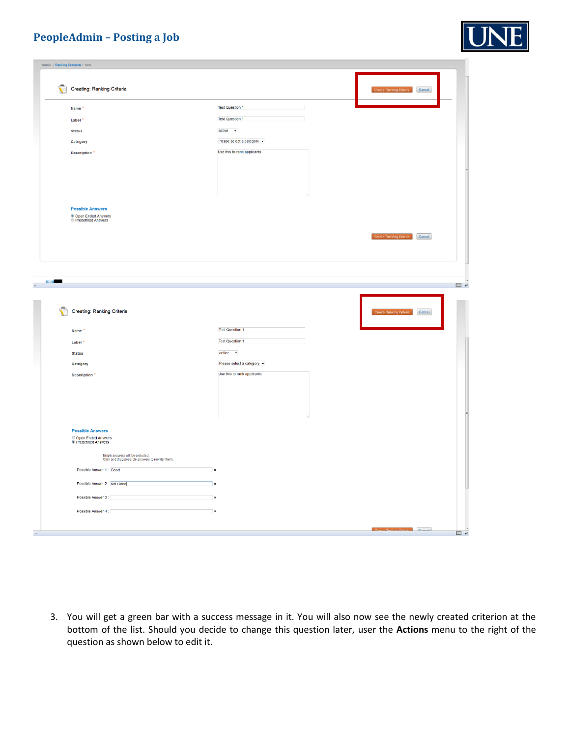3. You will get a green bar with a success message in it. You will also now see the newly created criterion at the bottom of the list. Should you decide to change this question later, user the **Actions** menu to the right of the question as shown below to edit it.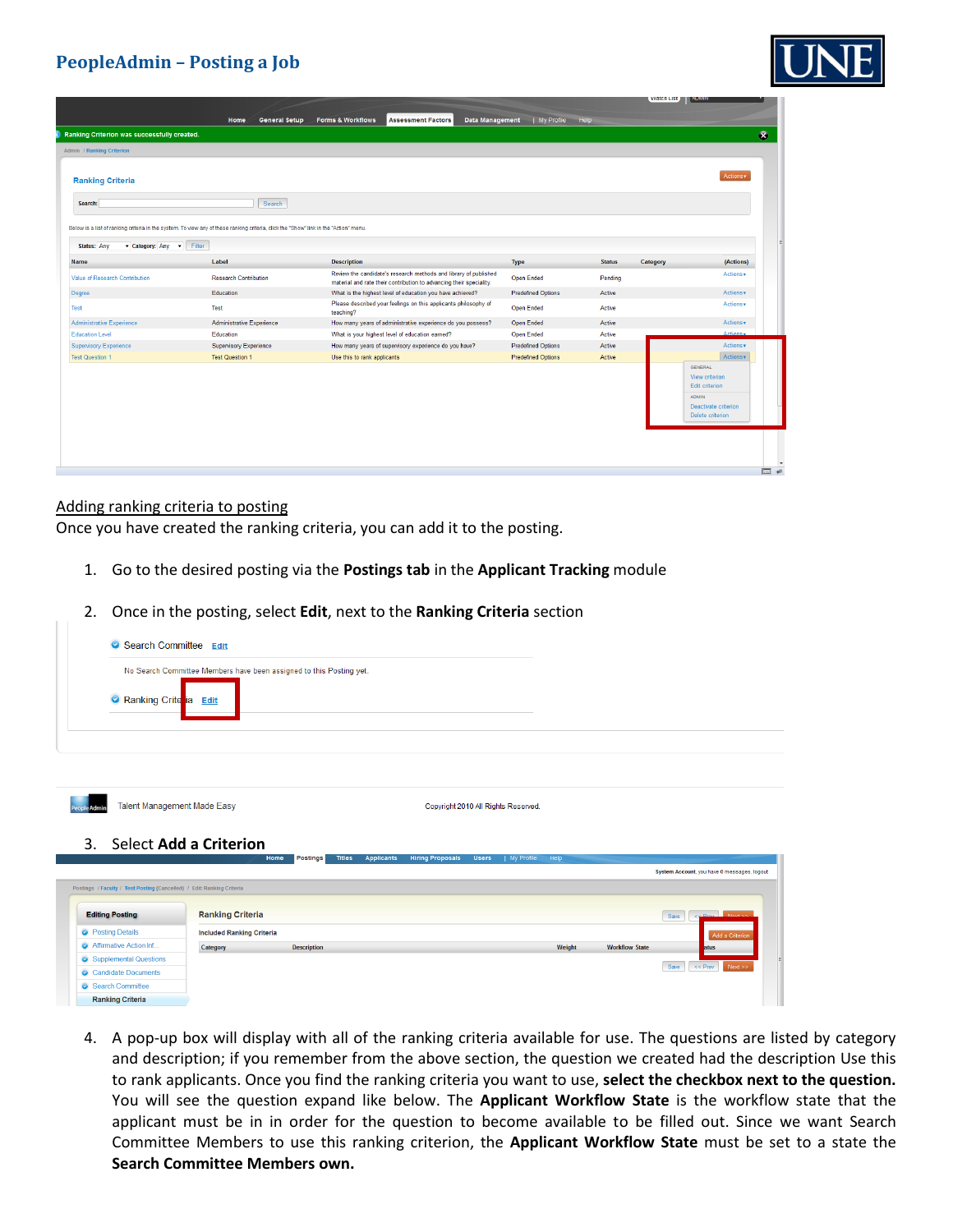## Adding ranking criteria to posting

Once you have created the ranking criteria, you can add it to the posting.

1. Go to the desired posting via the **Postings tab** in the **Applicant Tracking** module
2. Once in the posting, select **Edit**, next to the **Ranking Criteria** section
3. Select **Add a Criterion**
4. A pop-up box will display with all of the ranking criteria available for use. The questions are listed by category and description; if you remember from the above section, the question we created had the description Use this to rank applicants. Once you find the ranking criteria you want to use, **select the checkbox next to the question.** You will see the question expand like below. The **Applicant Workflow State** is the workflow state that the applicant must be in in order for the question to become available to be filled out. Since we want Search Committee Members to use this ranking criterion, the **Applicant Workflow State** must be set to a state the **Search Committee Members own.**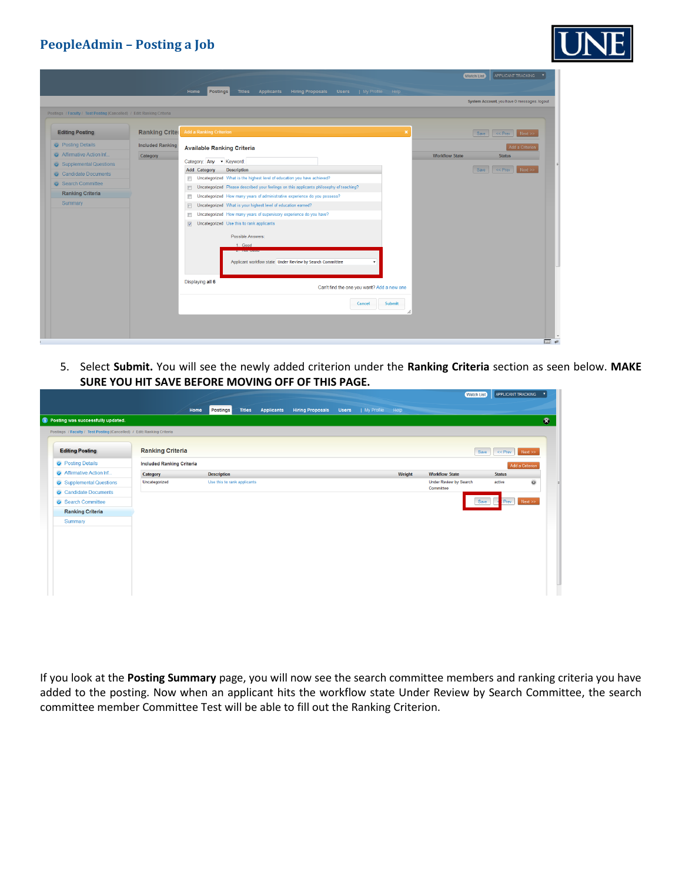5. Select **Submit.** You will see the newly added criterion under the **Ranking Criteria** section as seen below. **MAKE SURE YOU HIT SAVE BEFORE MOVING OFF OF THIS PAGE.**

If you look at the **Posting Summary** page, you will now see the search committee members and ranking criteria you have added to the posting. Now when an applicant hits the workflow state Under Review by Search Committee, the search committee member Committee Test will be able to fill out the Ranking Criterion.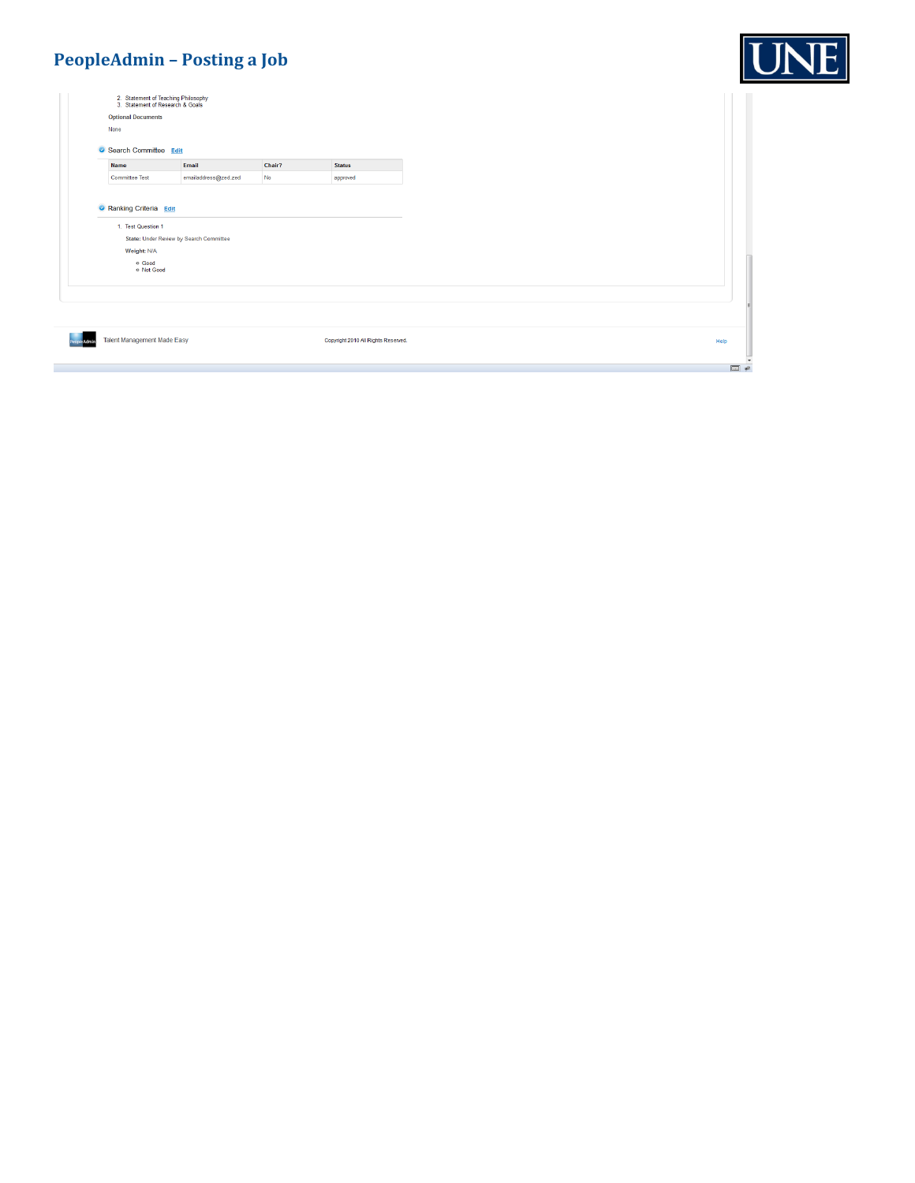2. Statement of Teaching Philosophy
3. Statement of Research & Goals

**Optional Documents**

None

Search Committee Edit

| Name | Email | Chair? | Status |
|---|---|---|---|
| Committee Test | emailaddress@zed.zed | No | approved |

Ranking Criteria Edit

1. Test Question 1

   **State:** Under Review by Search Committee

   **Weight:** N/A

   - Good
   - Not Good

Talent Management Made Easy

Copyright 2010 All Rights Reserved.

Help